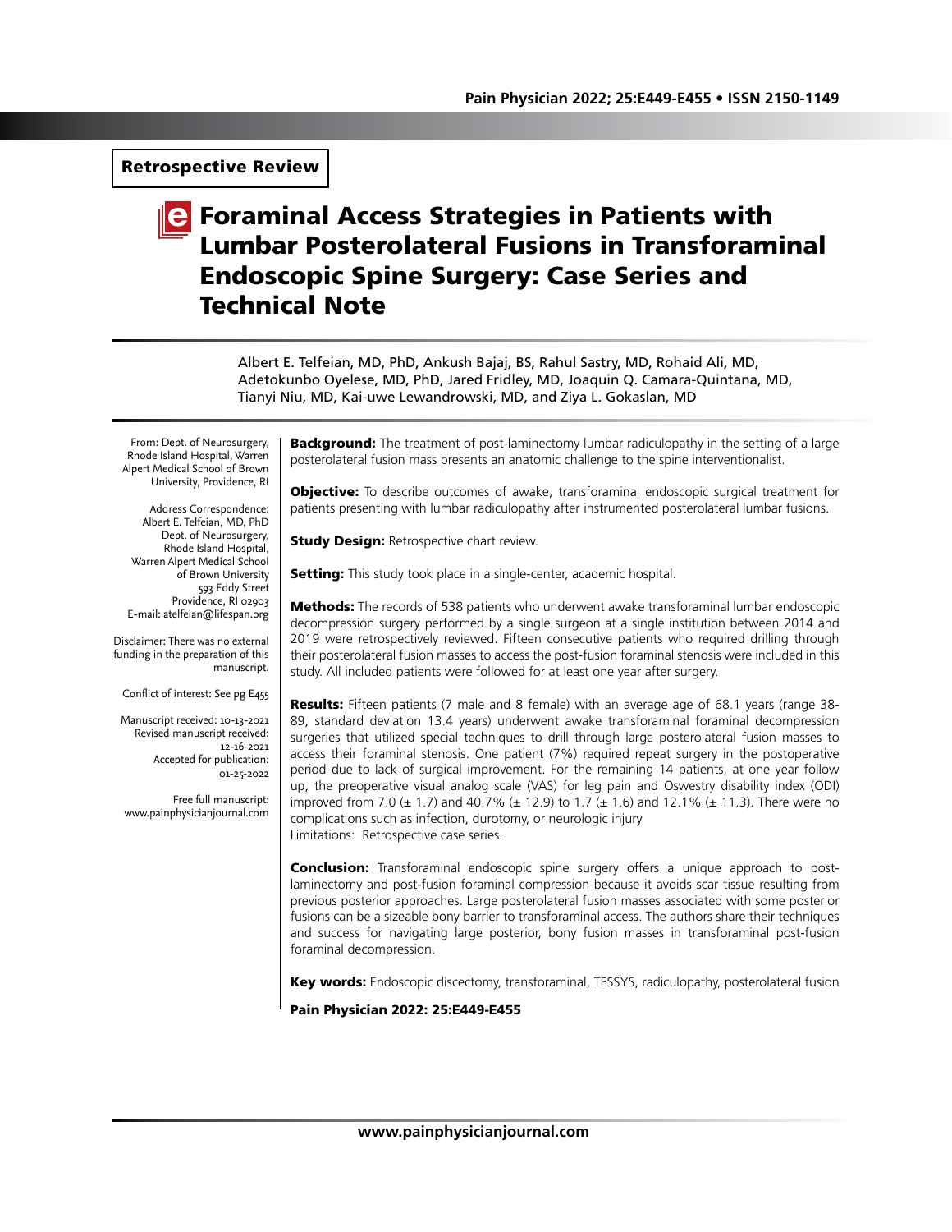Retrospective Review

# Foraminal Access Strategies in Patients with Lumbar Posterolateral Fusions in Transforaminal Endoscopic Spine Surgery: Case Series and Technical Note

Albert E. Telfeian, MD, PhD, Ankush Bajaj, BS, Rahul Sastry, MD, Rohaid Ali, MD, Adetokunbo Oyelese, MD, PhD, Jared Fridley, MD, Joaquin Q. Camara-Quintana, MD, Tianyi Niu, MD, Kai-uwe Lewandrowski, MD, and Ziya L. Gokaslan, MD

**Background:** The treatment of post-laminectomy lumbar radiculopathy in the setting of a large posterolateral fusion mass presents an anatomic challenge to the spine interventionalist.

**Objective:** To describe outcomes of awake, transforaminal endoscopic surgical treatment for patients presenting with lumbar radiculopathy after instrumented posterolateral lumbar fusions.

**Study Design:** Retrospective chart review.

**Setting:** This study took place in a single-center, academic hospital.

**Methods:** The records of 538 patients who underwent awake transforaminal lumbar endoscopic decompression surgery performed by a single surgeon at a single institution between 2014 and 2019 were retrospectively reviewed. Fifteen consecutive patients who required drilling through their posterolateral fusion masses to access the post-fusion foraminal stenosis were included in this study. All included patients were followed for at least one year after surgery.

**Results:** Fifteen patients (7 male and 8 female) with an average age of 68.1 years (range 38-89, standard deviation 13.4 years) underwent awake transforaminal foraminal decompression surgeries that utilized special techniques to drill through large posterolateral fusion masses to access their foraminal stenosis. One patient (7%) required repeat surgery in the postoperative period due to lack of surgical improvement. For the remaining 14 patients, at one year follow up, the preoperative visual analog scale (VAS) for leg pain and Oswestry disability index (ODI) improved from 7.0 (± 1.7) and 40.7% (± 12.9) to 1.7 (± 1.6) and 12.1% (± 11.3). There were no complications such as infection, durotomy, or neurologic injury
Limitations: Retrospective case series.

**Conclusion:** Transforaminal endoscopic spine surgery offers a unique approach to post-laminectomy and post-fusion foraminal compression because it avoids scar tissue resulting from previous posterior approaches. Large posterolateral fusion masses associated with some posterior fusions can be a sizeable bony barrier to transforaminal access. The authors share their techniques and success for navigating large posterior, bony fusion masses in transforaminal post-fusion foraminal decompression.

**Key words:** Endoscopic discectomy, transforaminal, TESSYS, radiculopathy, posterolateral fusion

From: Dept. of Neurosurgery, Rhode Island Hospital, Warren Alpert Medical School of Brown University, Providence, RI

Address Correspondence:
Albert E. Telfeian, MD, PhD
Dept. of Neurosurgery, Rhode Island Hospital, Warren Alpert Medical School of Brown University
593 Eddy Street
Providence, RI 02903
E-mail: atelfeian@lifespan.org

Disclaimer: There was no external funding in the preparation of this manuscript.

Conflict of interest: See pg E455

Manuscript received: 10-13-2021
Revised manuscript received: 12-16-2021
Accepted for publication: 01-25-2022

Free full manuscript: www.painphysicianjournal.com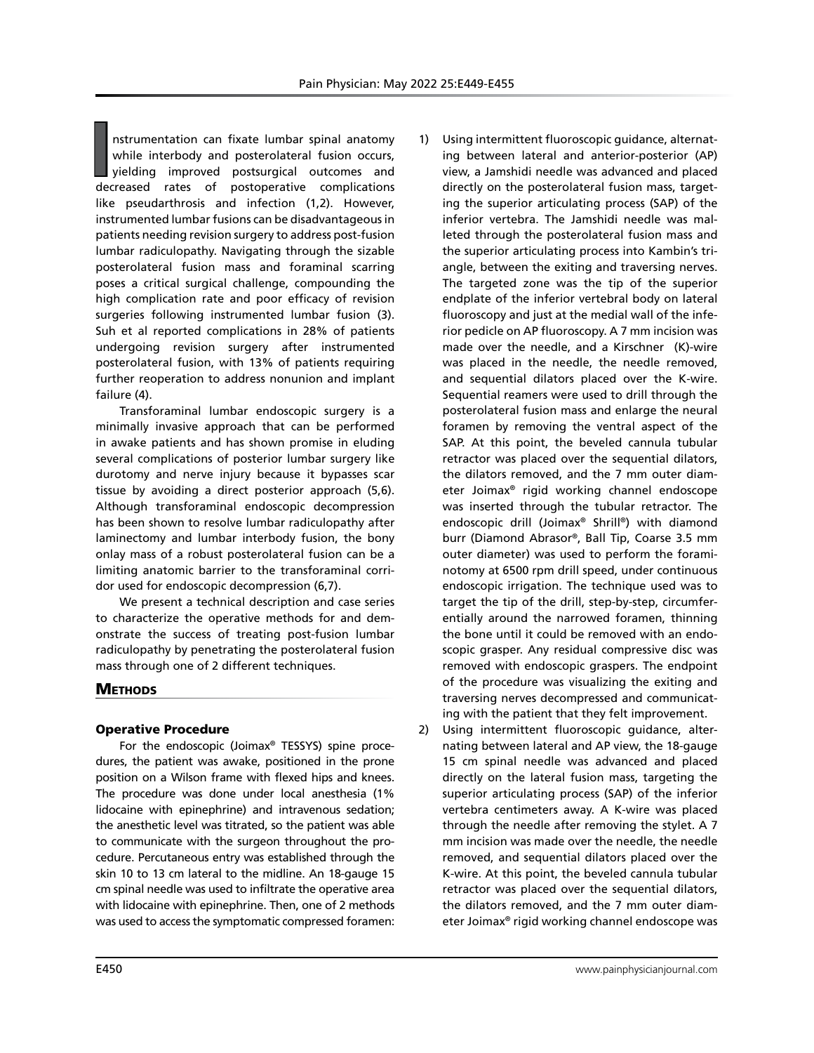Instrumentation can fixate lumbar spinal anatomy while interbody and posterolateral fusion occurs, yielding improved postsurgical outcomes and decreased rates of postoperative complications like pseudarthrosis and infection (1,2). However, instrumented lumbar fusions can be disadvantageous in patients needing revision surgery to address post-fusion lumbar radiculopathy. Navigating through the sizable posterolateral fusion mass and foraminal scarring poses a critical surgical challenge, compounding the high complication rate and poor efficacy of revision surgeries following instrumented lumbar fusion (3). Suh et al reported complications in 28% of patients undergoing revision surgery after instrumented posterolateral fusion, with 13% of patients requiring further reoperation to address nonunion and implant failure (4).

Transforaminal lumbar endoscopic surgery is a minimally invasive approach that can be performed in awake patients and has shown promise in eluding several complications of posterior lumbar surgery like durotomy and nerve injury because it bypasses scar tissue by avoiding a direct posterior approach (5,6). Although transforaminal endoscopic decompression has been shown to resolve lumbar radiculopathy after laminectomy and lumbar interbody fusion, the bony onlay mass of a robust posterolateral fusion can be a limiting anatomic barrier to the transforaminal corridor used for endoscopic decompression (6,7).

We present a technical description and case series to characterize the operative methods for and demonstrate the success of treating post-fusion lumbar radiculopathy by penetrating the posterolateral fusion mass through one of 2 different techniques.

## Methods

### Operative Procedure

For the endoscopic (Joimax® TESSYS) spine procedures, the patient was awake, positioned in the prone position on a Wilson frame with flexed hips and knees. The procedure was done under local anesthesia (1% lidocaine with epinephrine) and intravenous sedation; the anesthetic level was titrated, so the patient was able to communicate with the surgeon throughout the procedure. Percutaneous entry was established through the skin 10 to 13 cm lateral to the midline. An 18-gauge 15 cm spinal needle was used to infiltrate the operative area with lidocaine with epinephrine. Then, one of 2 methods was used to access the symptomatic compressed foramen:

1) Using intermittent fluoroscopic guidance, alternating between lateral and anterior-posterior (AP) view, a Jamshidi needle was advanced and placed directly on the posterolateral fusion mass, targeting the superior articulating process (SAP) of the inferior vertebra. The Jamshidi needle was malleted through the posterolateral fusion mass and the superior articulating process into Kambin's triangle, between the exiting and traversing nerves. The targeted zone was the tip of the superior endplate of the inferior vertebral body on lateral fluoroscopy and just at the medial wall of the inferior pedicle on AP fluoroscopy. A 7 mm incision was made over the needle, and a Kirschner (K)-wire was placed in the needle, the needle removed, and sequential dilators placed over the K-wire. Sequential reamers were used to drill through the posterolateral fusion mass and enlarge the neural foramen by removing the ventral aspect of the SAP. At this point, the beveled cannula tubular retractor was placed over the sequential dilators, the dilators removed, and the 7 mm outer diameter Joimax® rigid working channel endoscope was inserted through the tubular retractor. The endoscopic drill (Joimax® Shrill®) with diamond burr (Diamond Abrasor®, Ball Tip, Coarse 3.5 mm outer diameter) was used to perform the foraminotomy at 6500 rpm drill speed, under continuous endoscopic irrigation. The technique used was to target the tip of the drill, step-by-step, circumferentially around the narrowed foramen, thinning the bone until it could be removed with an endoscopic grasper. Any residual compressive disc was removed with endoscopic graspers. The endpoint of the procedure was visualizing the exiting and traversing nerves decompressed and communicating with the patient that they felt improvement.
2) Using intermittent fluoroscopic guidance, alternating between lateral and AP view, the 18-gauge 15 cm spinal needle was advanced and placed directly on the lateral fusion mass, targeting the superior articulating process (SAP) of the inferior vertebra centimeters away. A K-wire was placed through the needle after removing the stylet. A 7 mm incision was made over the needle, the needle removed, and sequential dilators placed over the K-wire. At this point, the beveled cannula tubular retractor was placed over the sequential dilators, the dilators removed, and the 7 mm outer diameter Joimax® rigid working channel endoscope was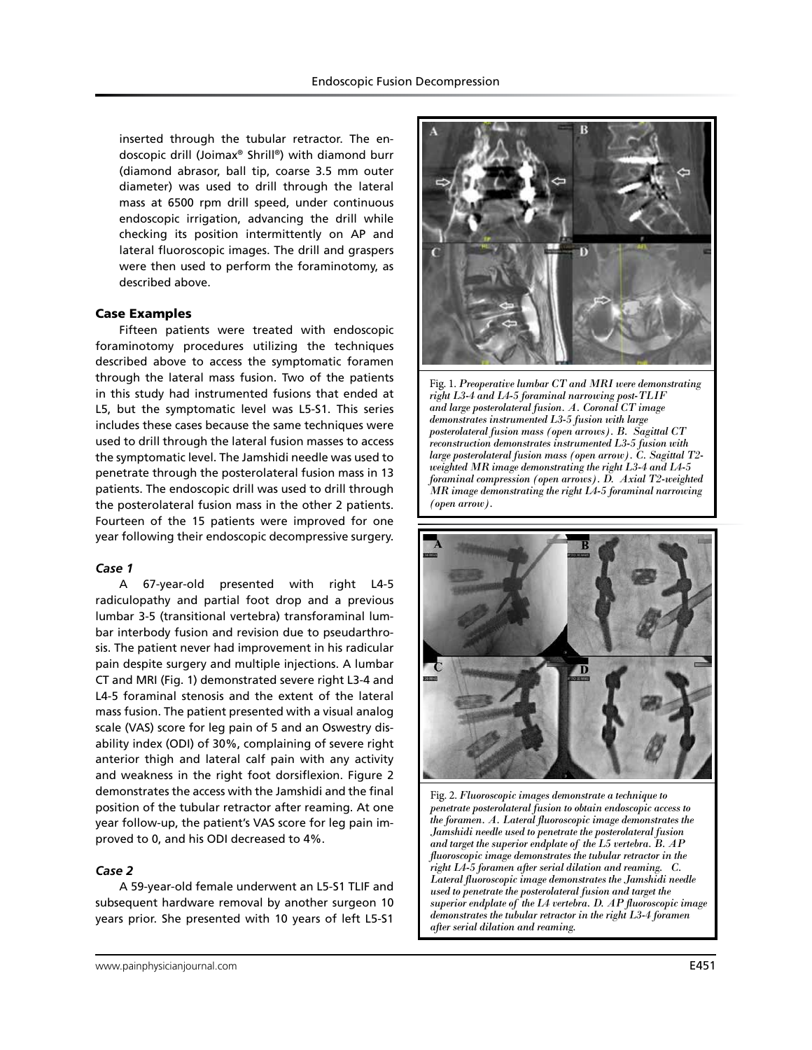inserted through the tubular retractor. The endoscopic drill (Joimax® Shrill®) with diamond burr (diamond abrasor, ball tip, coarse 3.5 mm outer diameter) was used to drill through the lateral mass at 6500 rpm drill speed, under continuous endoscopic irrigation, advancing the drill while checking its position intermittently on AP and lateral fluoroscopic images. The drill and graspers were then used to perform the foraminotomy, as described above.

### Case Examples

Fifteen patients were treated with endoscopic foraminotomy procedures utilizing the techniques described above to access the symptomatic foramen through the lateral mass fusion. Two of the patients in this study had instrumented fusions that ended at L5, but the symptomatic level was L5-S1. This series includes these cases because the same techniques were used to drill through the lateral fusion masses to access the symptomatic level. The Jamshidi needle was used to penetrate through the posterolateral fusion mass in 13 patients. The endoscopic drill was used to drill through the posterolateral fusion mass in the other 2 patients. Fourteen of the 15 patients were improved for one year following their endoscopic decompressive surgery.

#### *Case 1*

A 67-year-old presented with right L4-5 radiculopathy and partial foot drop and a previous lumbar 3-5 (transitional vertebra) transforaminal lumbar interbody fusion and revision due to pseudarthrosis. The patient never had improvement in his radicular pain despite surgery and multiple injections. A lumbar CT and MRI (Fig. 1) demonstrated severe right L3-4 and L4-5 foraminal stenosis and the extent of the lateral mass fusion. The patient presented with a visual analog scale (VAS) score for leg pain of 5 and an Oswestry disability index (ODI) of 30%, complaining of severe right anterior thigh and lateral calf pain with any activity and weakness in the right foot dorsiflexion. Figure 2 demonstrates the access with the Jamshidi and the final position of the tubular retractor after reaming. At one year follow-up, the patient's VAS score for leg pain improved to 0, and his ODI decreased to 4%.

#### *Case 2*

A 59-year-old female underwent an L5-S1 TLIF and subsequent hardware removal by another surgeon 10 years prior. She presented with 10 years of left L5-S1

Fig. 1. *Preoperative lumbar CT and MRI were demonstrating right L3-4 and L4-5 foraminal narrowing post-TLIF and large posterolateral fusion. A. Coronal CT image demonstrates instrumented L3-5 fusion with large posterolateral fusion mass (open arrows). B. Sagittal CT reconstruction demonstrates instrumented L3-5 fusion with large posterolateral fusion mass (open arrow). C. Sagittal T2-weighted MR image demonstrating the right L3-4 and L4-5 foraminal compression (open arrows). D. Axial T2-weighted MR image demonstrating the right L4-5 foraminal narrowing (open arrow).*

Fig. 2. *Fluoroscopic images demonstrate a technique to penetrate posterolateral fusion to obtain endoscopic access to the foramen. A. Lateral fluoroscopic image demonstrates the Jamshidi needle used to penetrate the posterolateral fusion and target the superior endplate of the L5 vertebra. B. AP fluoroscopic image demonstrates the tubular retractor in the right L4-5 foramen after serial dilation and reaming. C. Lateral fluoroscopic image demonstrates the Jamshidi needle used to penetrate the posterolateral fusion and target the superior endplate of the L4 vertebra. D. AP fluoroscopic image demonstrates the tubular retractor in the right L3-4 foramen after serial dilation and reaming.*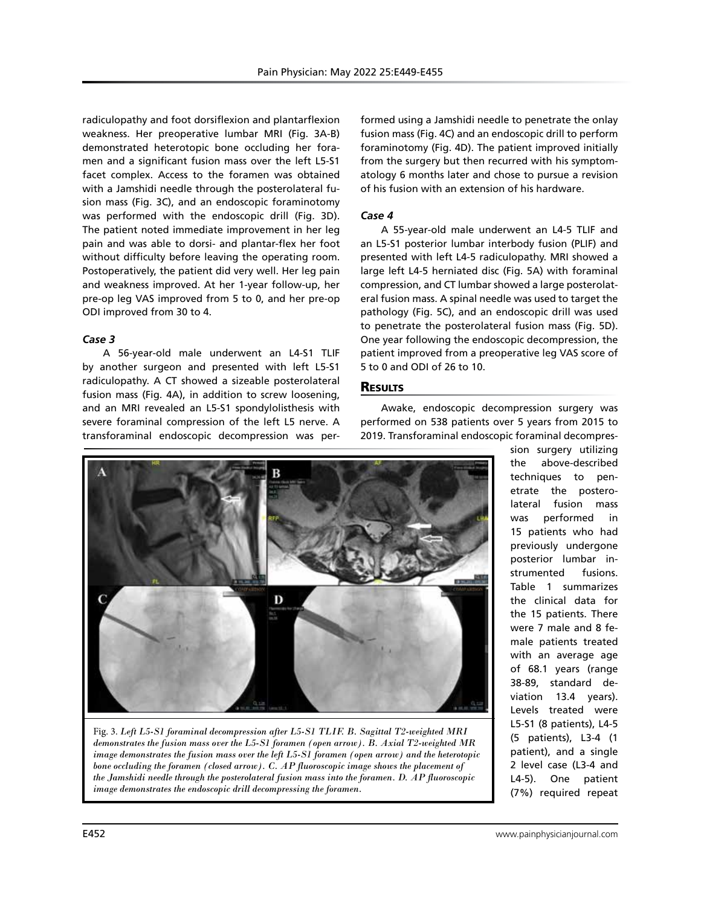radiculopathy and foot dorsiflexion and plantarflexion weakness. Her preoperative lumbar MRI (Fig. 3A-B) demonstrated heterotopic bone occluding her foramen and a significant fusion mass over the left L5-S1 facet complex. Access to the foramen was obtained with a Jamshidi needle through the posterolateral fusion mass (Fig. 3C), and an endoscopic foraminotomy was performed with the endoscopic drill (Fig. 3D). The patient noted immediate improvement in her leg pain and was able to dorsi- and plantar-flex her foot without difficulty before leaving the operating room. Postoperatively, the patient did very well. Her leg pain and weakness improved. At her 1-year follow-up, her pre-op leg VAS improved from 5 to 0, and her pre-op ODI improved from 30 to 4.

### *Case 3*

A 56-year-old male underwent an L4-S1 TLIF by another surgeon and presented with left L5-S1 radiculopathy. A CT showed a sizeable posterolateral fusion mass (Fig. 4A), in addition to screw loosening, and an MRI revealed an L5-S1 spondylolisthesis with severe foraminal compression of the left L5 nerve. A transforaminal endoscopic decompression was performed using a Jamshidi needle to penetrate the onlay fusion mass (Fig. 4C) and an endoscopic drill to perform foraminotomy (Fig. 4D). The patient improved initially from the surgery but then recurred with his symptomatology 6 months later and chose to pursue a revision of his fusion with an extension of his hardware.

### *Case 4*

A 55-year-old male underwent an L4-5 TLIF and an L5-S1 posterior lumbar interbody fusion (PLIF) and presented with left L4-5 radiculopathy. MRI showed a large left L4-5 herniated disc (Fig. 5A) with foraminal compression, and CT lumbar showed a large posterolateral fusion mass. A spinal needle was used to target the pathology (Fig. 5C), and an endoscopic drill was used to penetrate the posterolateral fusion mass (Fig. 5D). One year following the endoscopic decompression, the patient improved from a preoperative leg VAS score of 5 to 0 and ODI of 26 to 10.

## Results

Awake, endoscopic decompression surgery was performed on 538 patients over 5 years from 2015 to 2019. Transforaminal endoscopic foraminal decompression surgery utilizing the above-described techniques to penetrate the posterolateral fusion mass was performed in 15 patients who had previously undergone posterior lumbar instrumented fusions. Table 1 summarizes the clinical data for the 15 patients. There were 7 male and 8 female patients treated with an average age of 68.1 years (range 38-89, standard deviation 13.4 years). Levels treated were L5-S1 (8 patients), L4-5 (5 patients), L3-4 (1 patient), and a single 2 level case (L3-4 and L4-5). One patient (7%) required repeat

Fig. 3. *Left L5-S1 foraminal decompression after L5-S1 TLIF. B. Sagittal T2-weighted MRI demonstrates the fusion mass over the L5-S1 foramen (open arrow). B. Axial T2-weighted MR image demonstrates the fusion mass over the left L5-S1 foramen (open arrow) and the heterotopic bone occluding the foramen (closed arrow). C. AP fluoroscopic image shows the placement of the Jamshidi needle through the posterolateral fusion mass into the foramen. D. AP fluoroscopic image demonstrates the endoscopic drill decompressing the foramen.*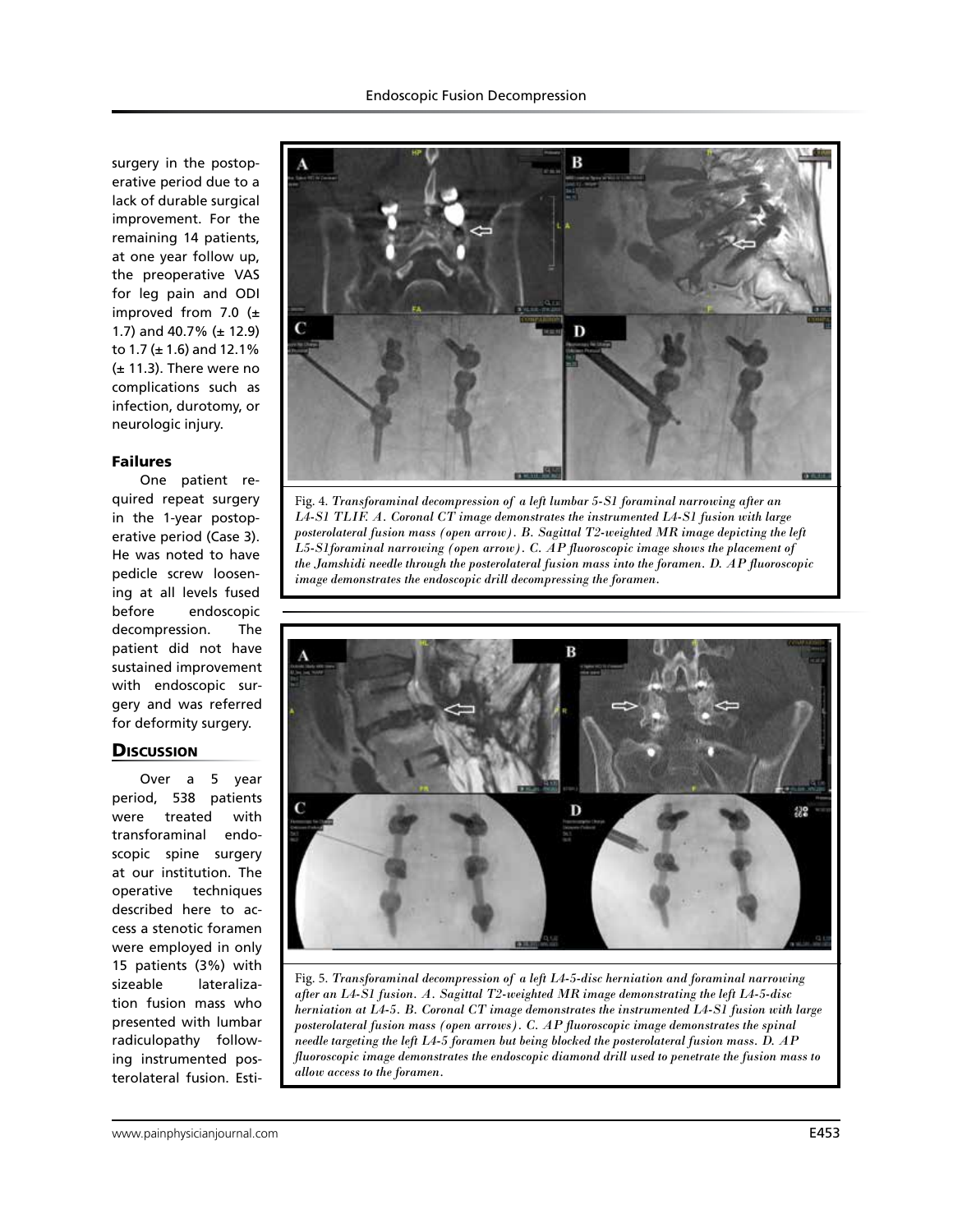surgery in the postoperative period due to a lack of durable surgical improvement. For the remaining 14 patients, at one year follow up, the preoperative VAS for leg pain and ODI improved from 7.0 (± 1.7) and 40.7% (± 12.9) to 1.7 (± 1.6) and 12.1% (± 11.3). There were no complications such as infection, durotomy, or neurologic injury.

### Failures

One patient required repeat surgery in the 1-year postoperative period (Case 3). He was noted to have pedicle screw loosening at all levels fused before endoscopic decompression. The patient did not have sustained improvement with endoscopic surgery and was referred for deformity surgery.

## Discussion

Over a 5 year period, 538 patients were treated with transforaminal endoscopic spine surgery at our institution. The operative techniques described here to access a stenotic foramen were employed in only 15 patients (3%) with sizeable lateralization fusion mass who presented with lumbar radiculopathy following instrumented posterolateral fusion. Esti-

Fig. 4. *Transforaminal decompression of a left lumbar 5-S1 foraminal narrowing after an L4-S1 TLIF. A. Coronal CT image demonstrates the instrumented L4-S1 fusion with large posterolateral fusion mass (open arrow). B. Sagittal T2-weighted MR image depicting the left L5-S1foraminal narrowing (open arrow). C. AP fluoroscopic image shows the placement of the Jamshidi needle through the posterolateral fusion mass into the foramen. D. AP fluoroscopic image demonstrates the endoscopic drill decompressing the foramen.*

Fig. 5. *Transforaminal decompression of a left L4-5-disc herniation and foraminal narrowing after an L4-S1 fusion. A. Sagittal T2-weighted MR image demonstrating the left L4-5-disc herniation at L4-5. B. Coronal CT image demonstrates the instrumented L4-S1 fusion with large posterolateral fusion mass (open arrows). C. AP fluoroscopic image demonstrates the spinal needle targeting the left L4-5 foramen but being blocked the posterolateral fusion mass. D. AP fluoroscopic image demonstrates the endoscopic diamond drill used to penetrate the fusion mass to allow access to the foramen.*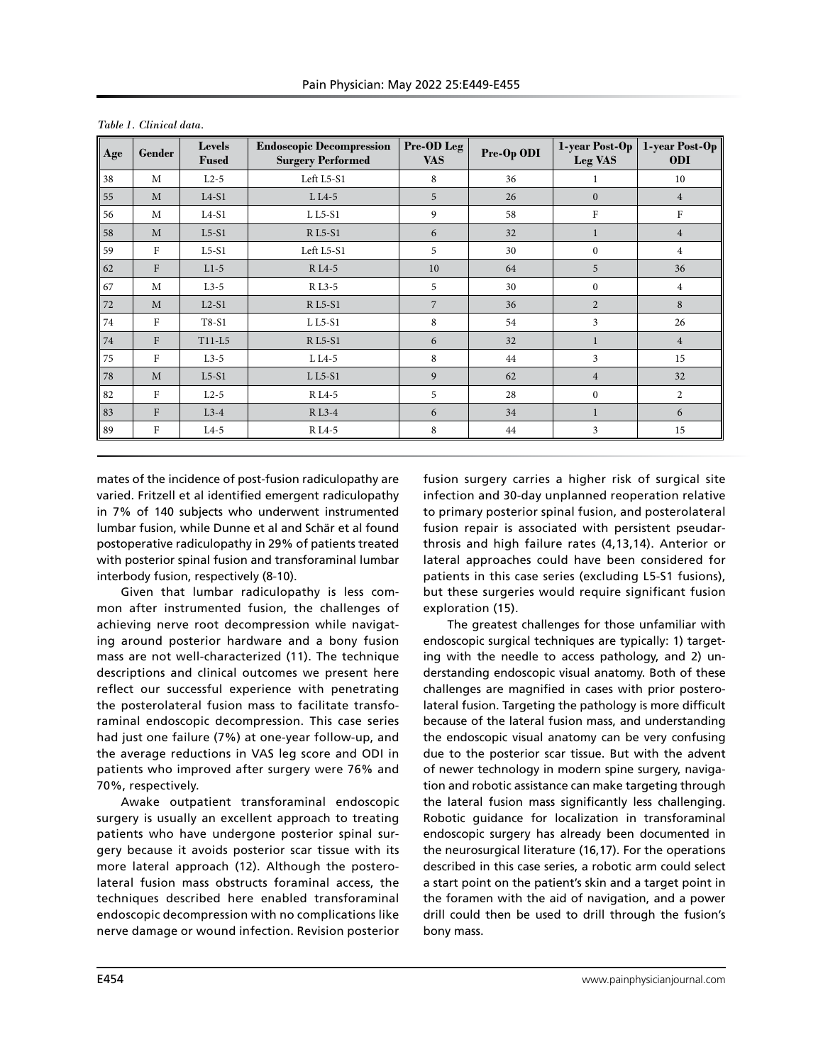*Table 1. Clinical data.*

| Age | Gender | Levels Fused | Endoscopic Decompression Surgery Performed | Pre-OD Leg VAS | Pre-Op ODI | 1-year Post-Op Leg VAS | 1-year Post-Op ODI |
|---|---|---|---|---|---|---|---|
| 38 | M | L2-5 | Left L5-S1 | 8 | 36 | 1 | 10 |
| 55 | M | L4-S1 | L L4-5 | 5 | 26 | 0 | 4 |
| 56 | M | L4-S1 | L L5-S1 | 9 | 58 | F | F |
| 58 | M | L5-S1 | R L5-S1 | 6 | 32 | 1 | 4 |
| 59 | F | L5-S1 | Left L5-S1 | 5 | 30 | 0 | 4 |
| 62 | F | L1-5 | R L4-5 | 10 | 64 | 5 | 36 |
| 67 | M | L3-5 | R L3-5 | 5 | 30 | 0 | 4 |
| 72 | M | L2-S1 | R L5-S1 | 7 | 36 | 2 | 8 |
| 74 | F | T8-S1 | L L5-S1 | 8 | 54 | 3 | 26 |
| 74 | F | T11-L5 | R L5-S1 | 6 | 32 | 1 | 4 |
| 75 | F | L3-5 | L L4-5 | 8 | 44 | 3 | 15 |
| 78 | M | L5-S1 | L L5-S1 | 9 | 62 | 4 | 32 |
| 82 | F | L2-5 | R L4-5 | 5 | 28 | 0 | 2 |
| 83 | F | L3-4 | R L3-4 | 6 | 34 | 1 | 6 |
| 89 | F | L4-5 | R L4-5 | 8 | 44 | 3 | 15 |

mates of the incidence of post-fusion radiculopathy are varied. Fritzell et al identified emergent radiculopathy in 7% of 140 subjects who underwent instrumented lumbar fusion, while Dunne et al and Schär et al found postoperative radiculopathy in 29% of patients treated with posterior spinal fusion and transforaminal lumbar interbody fusion, respectively (8-10).

Given that lumbar radiculopathy is less common after instrumented fusion, the challenges of achieving nerve root decompression while navigating around posterior hardware and a bony fusion mass are not well-characterized (11). The technique descriptions and clinical outcomes we present here reflect our successful experience with penetrating the posterolateral fusion mass to facilitate transforaminal endoscopic decompression. This case series had just one failure (7%) at one-year follow-up, and the average reductions in VAS leg score and ODI in patients who improved after surgery were 76% and 70%, respectively.

Awake outpatient transforaminal endoscopic surgery is usually an excellent approach to treating patients who have undergone posterior spinal surgery because it avoids posterior scar tissue with its more lateral approach (12). Although the posterolateral fusion mass obstructs foraminal access, the techniques described here enabled transforaminal endoscopic decompression with no complications like nerve damage or wound infection. Revision posterior fusion surgery carries a higher risk of surgical site infection and 30-day unplanned reoperation relative to primary posterior spinal fusion, and posterolateral fusion repair is associated with persistent pseudarthrosis and high failure rates (4,13,14). Anterior or lateral approaches could have been considered for patients in this case series (excluding L5-S1 fusions), but these surgeries would require significant fusion exploration (15).

The greatest challenges for those unfamiliar with endoscopic surgical techniques are typically: 1) targeting with the needle to access pathology, and 2) understanding endoscopic visual anatomy. Both of these challenges are magnified in cases with prior posterolateral fusion. Targeting the pathology is more difficult because of the lateral fusion mass, and understanding the endoscopic visual anatomy can be very confusing due to the posterior scar tissue. But with the advent of newer technology in modern spine surgery, navigation and robotic assistance can make targeting through the lateral fusion mass significantly less challenging. Robotic guidance for localization in transforaminal endoscopic surgery has already been documented in the neurosurgical literature (16,17). For the operations described in this case series, a robotic arm could select a start point on the patient's skin and a target point in the foramen with the aid of navigation, and a power drill could then be used to drill through the fusion's bony mass.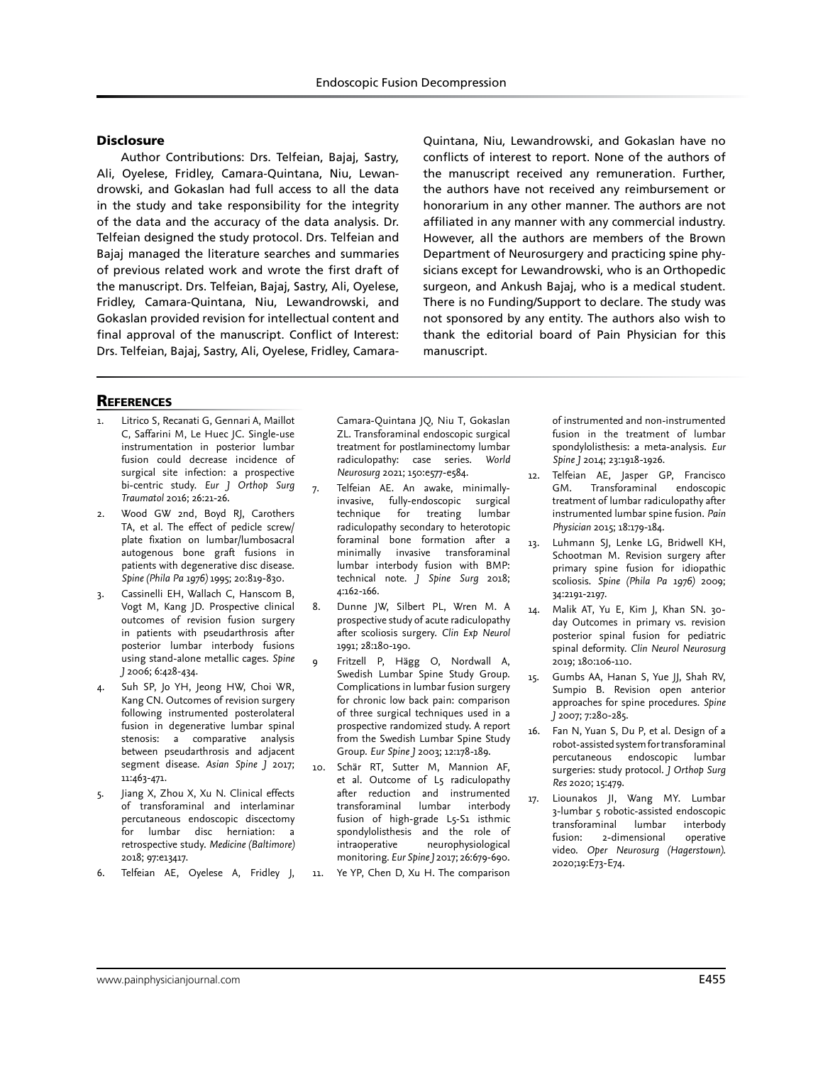## Disclosure

Author Contributions: Drs. Telfeian, Bajaj, Sastry, Ali, Oyelese, Fridley, Camara-Quintana, Niu, Lewandrowski, and Gokaslan had full access to all the data in the study and take responsibility for the integrity of the data and the accuracy of the data analysis. Dr. Telfeian designed the study protocol. Drs. Telfeian and Bajaj managed the literature searches and summaries of previous related work and wrote the first draft of the manuscript. Drs. Telfeian, Bajaj, Sastry, Ali, Oyelese, Fridley, Camara-Quintana, Niu, Lewandrowski, and Gokaslan provided revision for intellectual content and final approval of the manuscript. Conflict of Interest: Drs. Telfeian, Bajaj, Sastry, Ali, Oyelese, Fridley, Camara-Quintana, Niu, Lewandrowski, and Gokaslan have no conflicts of interest to report. None of the authors of the manuscript received any remuneration. Further, the authors have not received any reimbursement or honorarium in any other manner. The authors are not affiliated in any manner with any commercial industry. However, all the authors are members of the Brown Department of Neurosurgery and practicing spine physicians except for Lewandrowski, who is an Orthopedic surgeon, and Ankush Bajaj, who is a medical student. There is no Funding/Support to declare. The study was not sponsored by any entity. The authors also wish to thank the editorial board of Pain Physician for this manuscript.

## References

1. Litrico S, Recanati G, Gennari A, Maillot C, Saffarini M, Le Huec JC. Single-use instrumentation in posterior lumbar fusion could decrease incidence of surgical site infection: a prospective bi-centric study. *Eur J Orthop Surg Traumatol* 2016; 26:21-26.
2. Wood GW 2nd, Boyd RJ, Carothers TA, et al. The effect of pedicle screw/plate fixation on lumbar/lumbosacral autogenous bone graft fusions in patients with degenerative disc disease. *Spine (Phila Pa 1976)* 1995; 20:819-830.
3. Cassinelli EH, Wallach C, Hanscom B, Vogt M, Kang JD. Prospective clinical outcomes of revision fusion surgery in patients with pseudarthrosis after posterior lumbar interbody fusions using stand-alone metallic cages. *Spine J* 2006; 6:428-434.
4. Suh SP, Jo YH, Jeong HW, Choi WR, Kang CN. Outcomes of revision surgery following instrumented posterolateral fusion in degenerative lumbar spinal stenosis: a comparative analysis between pseudarthrosis and adjacent segment disease. *Asian Spine J* 2017; 11:463-471.
5. Jiang X, Zhou X, Xu N. Clinical effects of transforaminal and interlaminar percutaneous endoscopic discectomy for lumbar disc herniation: a retrospective study. *Medicine (Baltimore)* 2018; 97:e13417.
6. Telfeian AE, Oyelese A, Fridley J, Camara-Quintana JQ, Niu T, Gokaslan ZL. Transforaminal endoscopic surgical treatment for postlaminectomy lumbar radiculopathy: case series. *World Neurosurg* 2021; 150:e577-e584.
7. Telfeian AE. An awake, minimally-invasive, fully-endoscopic surgical technique for treating lumbar radiculopathy secondary to heterotopic foraminal bone formation after a minimally invasive transforaminal lumbar interbody fusion with BMP: technical note. *J Spine Surg* 2018; 4:162-166.
8. Dunne JW, Silbert PL, Wren M. A prospective study of acute radiculopathy after scoliosis surgery. *Clin Exp Neurol* 1991; 28:180-190.
9. Fritzell P, Hägg O, Nordwall A, Swedish Lumbar Spine Study Group. Complications in lumbar fusion surgery for chronic low back pain: comparison of three surgical techniques used in a prospective randomized study. A report from the Swedish Lumbar Spine Study Group. *Eur Spine J* 2003; 12:178-189.
10. Schär RT, Sutter M, Mannion AF, et al. Outcome of L5 radiculopathy after reduction and instrumented transforaminal lumbar interbody fusion of high-grade L5-S1 isthmic spondylolisthesis and the role of intraoperative neurophysiological monitoring. *Eur Spine J* 2017; 26:679-690.
11. Ye YP, Chen D, Xu H. The comparison of instrumented and non-instrumented fusion in the treatment of lumbar spondylolisthesis: a meta-analysis. *Eur Spine J* 2014; 23:1918-1926.
12. Telfeian AE, Jasper GP, Francisco GM. Transforaminal endoscopic treatment of lumbar radiculopathy after instrumented lumbar spine fusion. *Pain Physician* 2015; 18:179-184.
13. Luhmann SJ, Lenke LG, Bridwell KH, Schootman M. Revision surgery after primary spine fusion for idiopathic scoliosis. *Spine (Phila Pa 1976)* 2009; 34:2191-2197.
14. Malik AT, Yu E, Kim J, Khan SN. 30-day Outcomes in primary vs. revision posterior spinal fusion for pediatric spinal deformity. *Clin Neurol Neurosurg* 2019; 180:106-110.
15. Gumbs AA, Hanan S, Yue JJ, Shah RV, Sumpio B. Revision open anterior approaches for spine procedures. *Spine J* 2007; 7:280-285.
16. Fan N, Yuan S, Du P, et al. Design of a robot-assisted system for transforaminal percutaneous endoscopic lumbar surgeries: study protocol. *J Orthop Surg Res* 2020; 15:479.
17. Liounakos JI, Wang MY. Lumbar 3-lumbar 5 robotic-assisted endoscopic transforaminal lumbar interbody fusion: 2-dimensional operative video. *Oper Neurosurg (Hagerstown).* 2020;19:E73-E74.